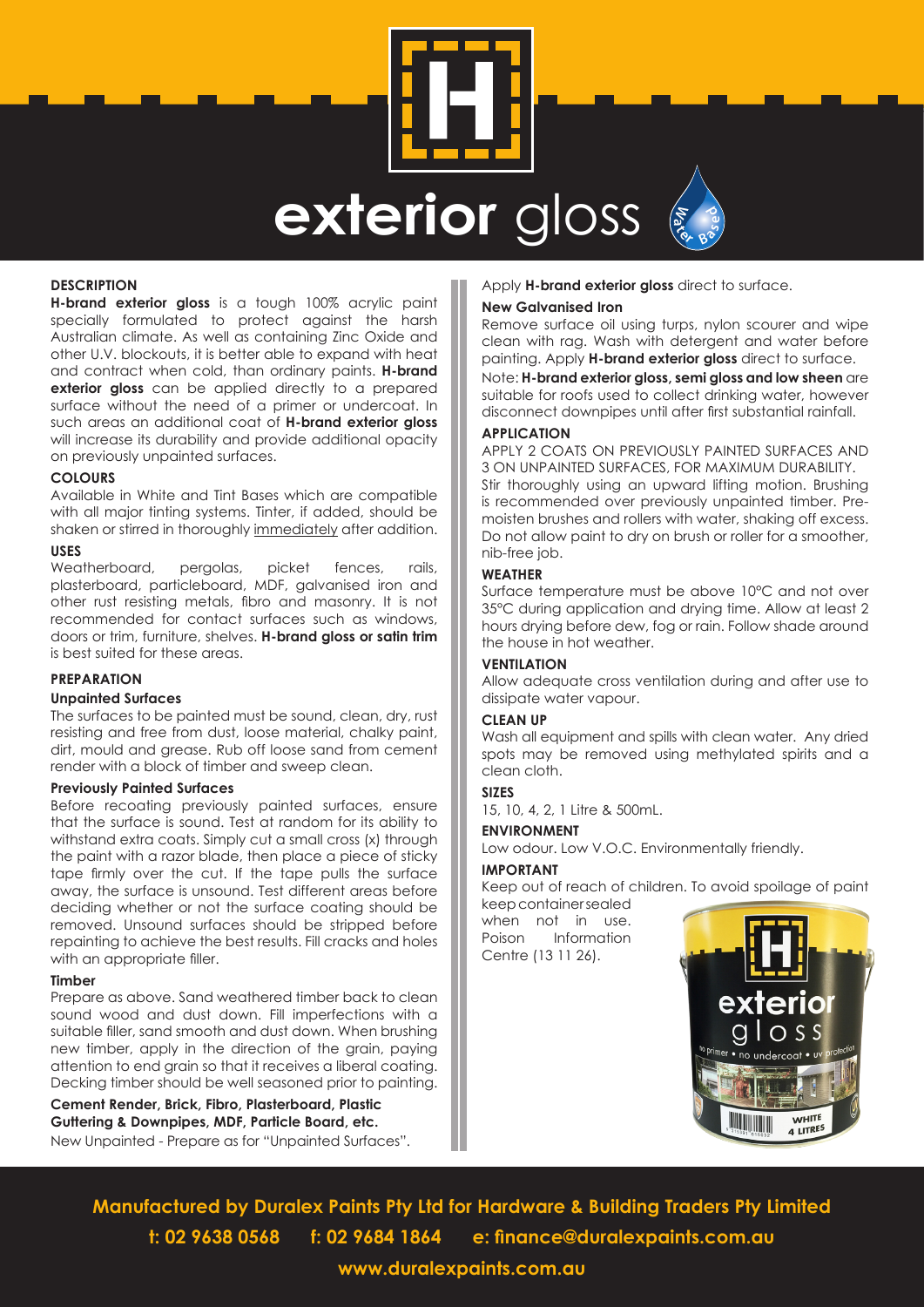# exterior gloss

## DESCRIPTION

**H-brand exterior gloss** is a tough 100% acrylic paint specially formulated to protect against the harsh Australian climate. As well as containing Zinc Oxide and other U.V. blockouts, it is better able to expand with heat and contract when cold, than ordinary paints. **H-brand exterior gloss** can be applied directly to a prepared surface without the need of a primer or undercoat. In such areas an additional coat of **H-brand exterior gloss** will increase its durability and provide additional opacity on previously unpainted surfaces.

## COLOURS

Available in White and Tint Bases which are compatible with all major tinting systems. Tinter, if added, should be shaken or stirred in thoroughly immediately after addition.

## USES

Weatherboard, pergolas, picket fences, rails, plasterboard, particleboard, MDF, galvanised iron and other rust resisting metals, fibro and masonry. It is not recommended for contact surfaces such as windows, doors or trim, furniture, shelves. **H-brand gloss or satin trim** is best suited for these areas.

## PREPARATION

### Unpainted Surfaces

The surfaces to be painted must be sound, clean, dry, rust resisting and free from dust, loose material, chalky paint, dirt, mould and grease. Rub off loose sand from cement render with a block of timber and sweep clean.

### Previously Painted Surfaces

Before recoating previously painted surfaces, ensure that the surface is sound. Test at random for its ability to withstand extra coats. Simply cut a small cross (x) through the paint with a razor blade, then place a piece of sticky tape firmly over the cut. If the tape pulls the surface away, the surface is unsound. Test different areas before deciding whether or not the surface coating should be removed. Unsound surfaces should be stripped before repainting to achieve the best results. Fill cracks and holes with an appropriate filler.

### Timber

Prepare as above. Sand weathered timber back to clean sound wood and dust down. Fill imperfections with a suitable filler, sand smooth and dust down. When brushing new timber, apply in the direction of the grain, paying attention to end grain so that it receives a liberal coating. Decking timber should be well seasoned prior to painting.

### Cement Render, Brick, Fibro, Plasterboard, Plastic Guttering & Downpipes, MDF, Particle Board, etc.

New Unpainted - Prepare as for "Unpainted Surfaces".

Apply **H-brand exterior gloss** direct to surface.

### New Galvanised Iron

Remove surface oil using turps, nylon scourer and wipe clean with rag. Wash with detergent and water before painting. Apply **H-brand exterior gloss** direct to surface.

Note: **H-brand exterior gloss, semi gloss and low sheen** are suitable for roofs used to collect drinking water, however disconnect downpipes until after first substantial rainfall.

## APPLICATION

APPLY 2 COATS ON PREVIOUSLY PAINTED SURFACES AND 3 ON UNPAINTED SURFACES, FOR MAXIMUM DURABILITY.

Stir thoroughly using an upward lifting motion. Brushing is recommended over previously unpainted timber. Pre-moisten brushes and rollers with water, shaking off excess. Do not allow paint to dry on brush or roller for a smoother, nib-free job.

## WEATHER

Surface temperature must be above 10°C and not over 35°C during application and drying time. Allow at least 2 hours drying before dew, fog or rain. Follow shade around the house in hot weather.

## VENTILATION

Allow adequate cross ventilation during and after use to dissipate water vapour.

## CLEAN UP

Wash all equipment and spills with clean water. Any dried spots may be removed using methylated spirits and a clean cloth.

## SIZES

15, 10, 4, 2, 1 Litre & 500mL.

## ENVIRONMENT

Low odour. Low V.O.C. Environmentally friendly.

## IMPORTANT

Keep out of reach of children. To avoid spoilage of paint keep container sealed when not in use. Poison Information Centre (13 11 26).

**Manufactured by Duralex Paints Pty Ltd for Hardware & Building Traders Pty Limited**

**t: 02 9638 0568 f: 02 9684 1864 e: finance@duralexpaints.com.au**

**www.duralexpaints.com.au**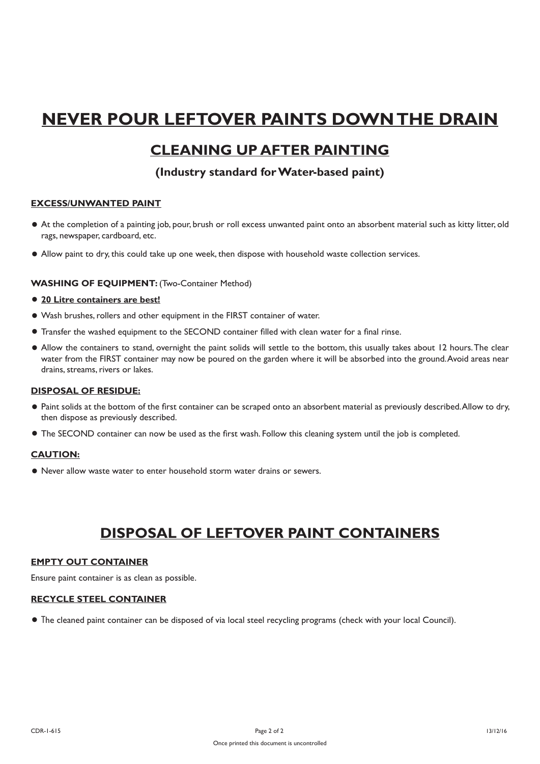# NEVER POUR LEFTOVER PAINTS DOWN THE DRAIN

## CLEANING UP AFTER PAINTING

### (Industry standard for Water-based paint)

**EXCESS/UNWANTED PAINT**

- At the completion of a painting job, pour, brush or roll excess unwanted paint onto an absorbent material such as kitty litter, old rags, newspaper, cardboard, etc.
- Allow paint to dry, this could take up one week, then dispose with household waste collection services.

**WASHING OF EQUIPMENT:** (Two-Container Method)

- **20 Litre containers are best!**
- Wash brushes, rollers and other equipment in the FIRST container of water.
- Transfer the washed equipment to the SECOND container filled with clean water for a final rinse.
- Allow the containers to stand, overnight the paint solids will settle to the bottom, this usually takes about 12 hours. The clear water from the FIRST container may now be poured on the garden where it will be absorbed into the ground. Avoid areas near drains, streams, rivers or lakes.

**DISPOSAL OF RESIDUE:**

- Paint solids at the bottom of the first container can be scraped onto an absorbent material as previously described. Allow to dry, then dispose as previously described.
- The SECOND container can now be used as the first wash. Follow this cleaning system until the job is completed.

**CAUTION:**

- Never allow waste water to enter household storm water drains or sewers.

## DISPOSAL OF LEFTOVER PAINT CONTAINERS

**EMPTY OUT CONTAINER**

Ensure paint container is as clean as possible.

**RECYCLE STEEL CONTAINER**

- The cleaned paint container can be disposed of via local steel recycling programs (check with your local Council).

CDR-1-615 13/12/16

Once printed this document is uncontrolled